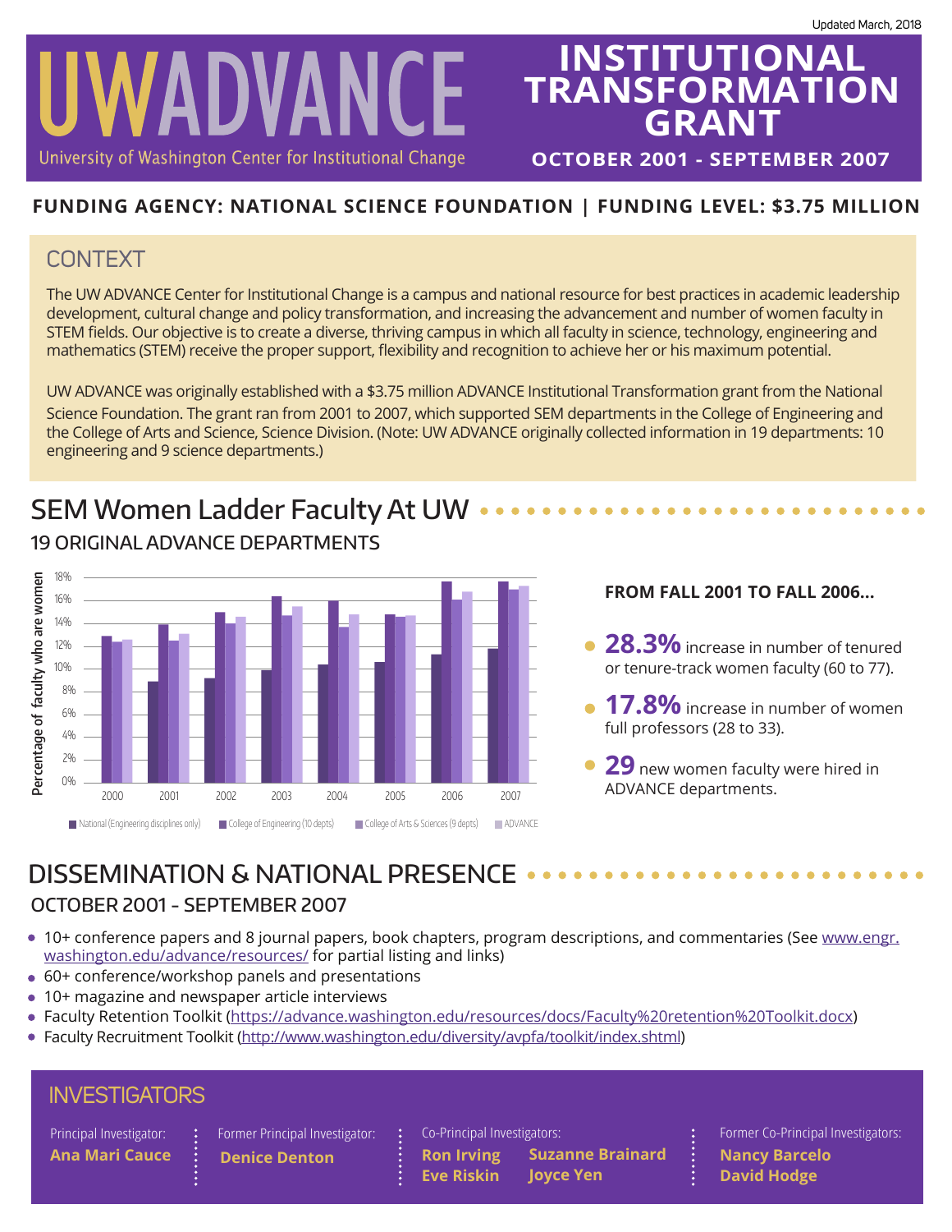Updated March, 2018

# UWADVANCE

University of Washington Center for Institutional Change

# INSTITUTIONAL TRANSFORMATION GRANT

**OCTOBER 2001 - SEPTEMBER 2007**

**FUNDING AGENCY: NATIONAL SCIENCE FOUNDATION | FUNDING LEVEL: $3.75 MILLION**

## CONTEXT

The UW ADVANCE Center for Institutional Change is a campus and national resource for best practices in academic leadership development, cultural change and policy transformation, and increasing the advancement and number of women faculty in STEM fields. Our objective is to create a diverse, thriving campus in which all faculty in science, technology, engineering and mathematics (STEM) receive the proper support, flexibility and recognition to achieve her or his maximum potential.

UW ADVANCE was originally established with a $3.75 million ADVANCE Institutional Transformation grant from the National Science Foundation. The grant ran from 2001 to 2007, which supported SEM departments in the College of Engineering and the College of Arts and Science, Science Division. (Note: UW ADVANCE originally collected information in 19 departments: 10 engineering and 9 science departments.)

## SEM Women Ladder Faculty At UW

### 19 ORIGINAL ADVANCE DEPARTMENTS

Percentage of faculty who are women (2000–2007): National (Engineering disciplines only), College of Engineering (10 depts), College of Arts & Sciences (9 depts), ADVANCE

**FROM FALL 2001 TO FALL 2006...**

- **28.3%** increase in number of tenured or tenure-track women faculty (60 to 77).
- **17.8%** increase in number of women full professors (28 to 33).
- **29** new women faculty were hired in ADVANCE departments.

## DISSEMINATION & NATIONAL PRESENCE

### OCTOBER 2001 - SEPTEMBER 2007

- 10+ conference papers and 8 journal papers, book chapters, program descriptions, and commentaries (See www.engr.washington.edu/advance/resources/ for partial listing and links)
- 60+ conference/workshop panels and presentations
- 10+ magazine and newspaper article interviews
- Faculty Retention Toolkit (https://advance.washington.edu/resources/docs/Faculty%20retention%20Toolkit.docx)
- Faculty Recruitment Toolkit (http://www.washington.edu/diversity/avpfa/toolkit/index.shtml)

## INVESTIGATORS

Principal Investigator: **Ana Mari Cauce**

Former Principal Investigator: **Denice Denton**

Co-Principal Investigators: **Ron Irving**, **Suzanne Brainard**, **Eve Riskin**, **Joyce Yen**

Former Co-Principal Investigators: **Nancy Barcelo**, **David Hodge**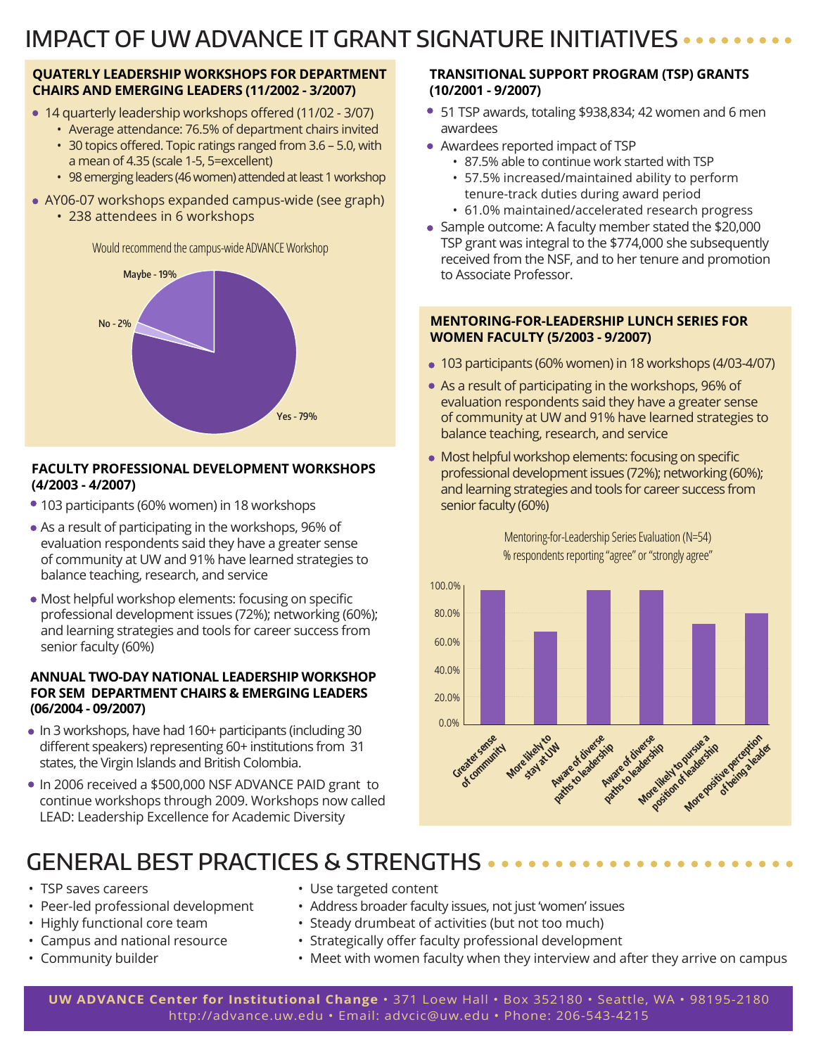# IMPACT OF UW ADVANCE IT GRANT SIGNATURE INITIATIVES

## QUATERLY LEADERSHIP WORKSHOPS FOR DEPARTMENT CHAIRS AND EMERGING LEADERS (11/2002 - 3/2007)

- 14 quarterly leadership workshops offered (11/02 - 3/07)
  - Average attendance: 76.5% of department chairs invited
  - 30 topics offered. Topic ratings ranged from 3.6 – 5.0, with a mean of 4.35 (scale 1-5, 5=excellent)
  - 98 emerging leaders (46 women) attended at least 1 workshop
- AY06-07 workshops expanded campus-wide (see graph)
  - 238 attendees in 6 workshops

Would recommend the campus-wide ADVANCE Workshop

Maybe - 19%
No - 2%
Yes - 79%

## FACULTY PROFESSIONAL DEVELOPMENT WORKSHOPS (4/2003 - 4/2007)

- 103 participants (60% women) in 18 workshops
- As a result of participating in the workshops, 96% of evaluation respondents said they have a greater sense of community at UW and 91% have learned strategies to balance teaching, research, and service
- Most helpful workshop elements: focusing on specific professional development issues (72%); networking (60%); and learning strategies and tools for career success from senior faculty (60%)

## ANNUAL TWO-DAY NATIONAL LEADERSHIP WORKSHOP FOR SEM DEPARTMENT CHAIRS & EMERGING LEADERS (06/2004 - 09/2007)

- In 3 workshops, have had 160+ participants (including 30 different speakers) representing 60+ institutions from 31 states, the Virgin Islands and British Colombia.
- In 2006 received a $500,000 NSF ADVANCE PAID grant to continue workshops through 2009. Workshops now called LEAD: Leadership Excellence for Academic Diversity

## TRANSITIONAL SUPPORT PROGRAM (TSP) GRANTS (10/2001 - 9/2007)

- 51 TSP awards, totaling $938,834; 42 women and 6 men awardees
- Awardees reported impact of TSP
  - 87.5% able to continue work started with TSP
  - 57.5% increased/maintained ability to perform tenure-track duties during award period
  - 61.0% maintained/accelerated research progress
- Sample outcome: A faculty member stated the $20,000 TSP grant was integral to the $774,000 she subsequently received from the NSF, and to her tenure and promotion to Associate Professor.

## MENTORING-FOR-LEADERSHIP LUNCH SERIES FOR WOMEN FACULTY (5/2003 - 9/2007)

- 103 participants (60% women) in 18 workshops (4/03-4/07)
- As a result of participating in the workshops, 96% of evaluation respondents said they have a greater sense of community at UW and 91% have learned strategies to balance teaching, research, and service
- Most helpful workshop elements: focusing on specific professional development issues (72%); networking (60%); and learning strategies and tools for career success from senior faculty (60%)

Mentoring-for-Leadership Series Evaluation (N=54)
% respondents reporting "agree" or "strongly agree"

100.0%
80.0%
60.0%
40.0%
20.0%
0.0%

Greater sense of community
More likely to stay at UW
Aware of diverse paths to leadership
Aware of diverse paths to leadership
More likely to pursue a position of leadership
More positive perception of being a leader

# GENERAL BEST PRACTICES & STRENGTHS

- TSP saves careers
- Peer-led professional development
- Highly functional core team
- Campus and national resource
- Community builder
- Use targeted content
- Address broader faculty issues, not just 'women' issues
- Steady drumbeat of activities (but not too much)
- Strategically offer faculty professional development
- Meet with women faculty when they interview and after they arrive on campus

**UW ADVANCE Center for Institutional Change** • 371 Loew Hall • Box 352180 • Seattle, WA • 98195-2180
http://advance.uw.edu • Email: advcic@uw.edu • Phone: 206-543-4215